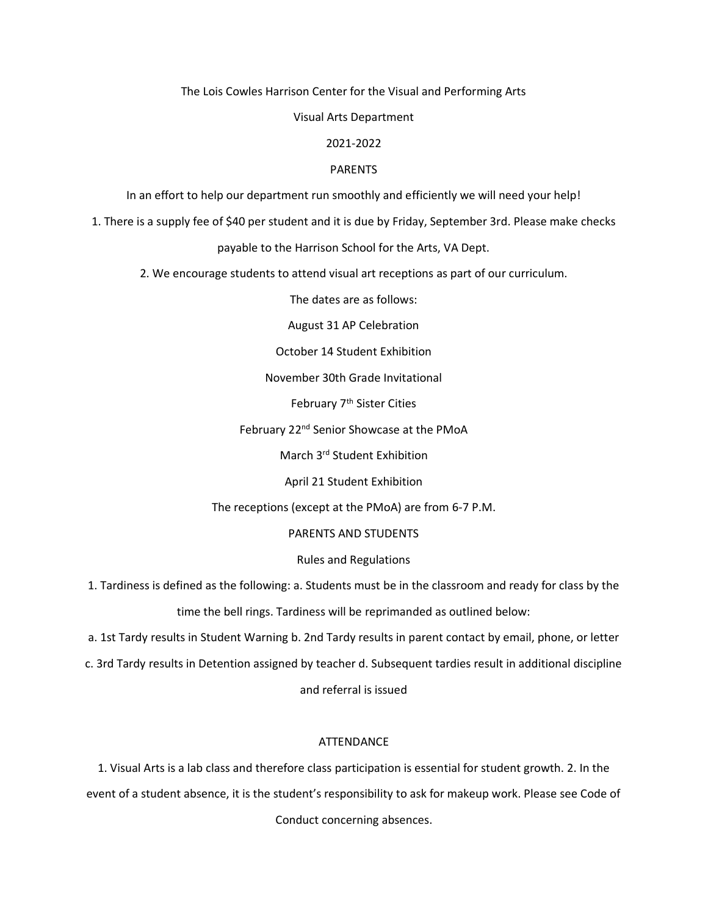The Lois Cowles Harrison Center for the Visual and Performing Arts

Visual Arts Department

2021-2022

## PARENTS

In an effort to help our department run smoothly and efficiently we will need your help!

1. There is a supply fee of $40 per student and it is due by Friday, September 3rd. Please make checks payable to the Harrison School for the Arts, VA Dept.

2. We encourage students to attend visual art receptions as part of our curriculum.

The dates are as follows:

August 31 AP Celebration

October 14 Student Exhibition

November 30th Grade Invitational

February 7th Sister Cities

February 22nd Senior Showcase at the PMoA

March 3rd Student Exhibition

April 21 Student Exhibition

The receptions (except at the PMoA) are from 6-7 P.M.

## PARENTS AND STUDENTS

### Rules and Regulations

1. Tardiness is defined as the following: a. Students must be in the classroom and ready for class by the time the bell rings. Tardiness will be reprimanded as outlined below:

a. 1st Tardy results in Student Warning b. 2nd Tardy results in parent contact by email, phone, or letter c. 3rd Tardy results in Detention assigned by teacher d. Subsequent tardies result in additional discipline and referral is issued

### ATTENDANCE

1. Visual Arts is a lab class and therefore class participation is essential for student growth. 2. In the event of a student absence, it is the student's responsibility to ask for makeup work. Please see Code of Conduct concerning absences.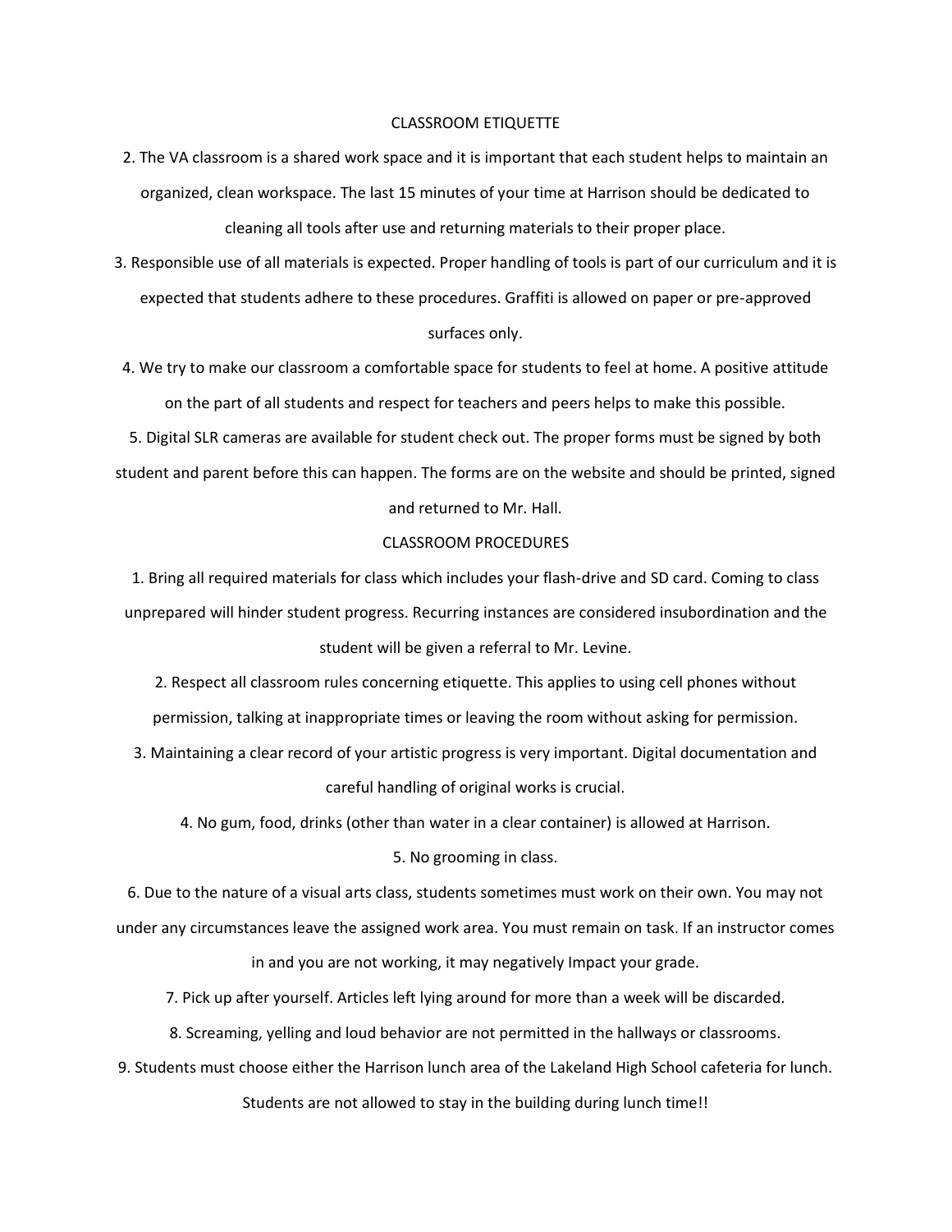## CLASSROOM ETIQUETTE

2. The VA classroom is a shared work space and it is important that each student helps to maintain an organized, clean workspace. The last 15 minutes of your time at Harrison should be dedicated to cleaning all tools after use and returning materials to their proper place.
3. Responsible use of all materials is expected. Proper handling of tools is part of our curriculum and it is expected that students adhere to these procedures. Graffiti is allowed on paper or pre-approved surfaces only.
4. We try to make our classroom a comfortable space for students to feel at home. A positive attitude on the part of all students and respect for teachers and peers helps to make this possible.
5. Digital SLR cameras are available for student check out. The proper forms must be signed by both student and parent before this can happen. The forms are on the website and should be printed, signed and returned to Mr. Hall.

## CLASSROOM PROCEDURES

1. Bring all required materials for class which includes your flash-drive and SD card. Coming to class unprepared will hinder student progress. Recurring instances are considered insubordination and the student will be given a referral to Mr. Levine.
2. Respect all classroom rules concerning etiquette. This applies to using cell phones without permission, talking at inappropriate times or leaving the room without asking for permission.
3. Maintaining a clear record of your artistic progress is very important. Digital documentation and careful handling of original works is crucial.
4. No gum, food, drinks (other than water in a clear container) is allowed at Harrison.
5. No grooming in class.
6. Due to the nature of a visual arts class, students sometimes must work on their own. You may not under any circumstances leave the assigned work area. You must remain on task. If an instructor comes in and you are not working, it may negatively Impact your grade.
7. Pick up after yourself. Articles left lying around for more than a week will be discarded.
8. Screaming, yelling and loud behavior are not permitted in the hallways or classrooms.
9. Students must choose either the Harrison lunch area of the Lakeland High School cafeteria for lunch. Students are not allowed to stay in the building during lunch time!!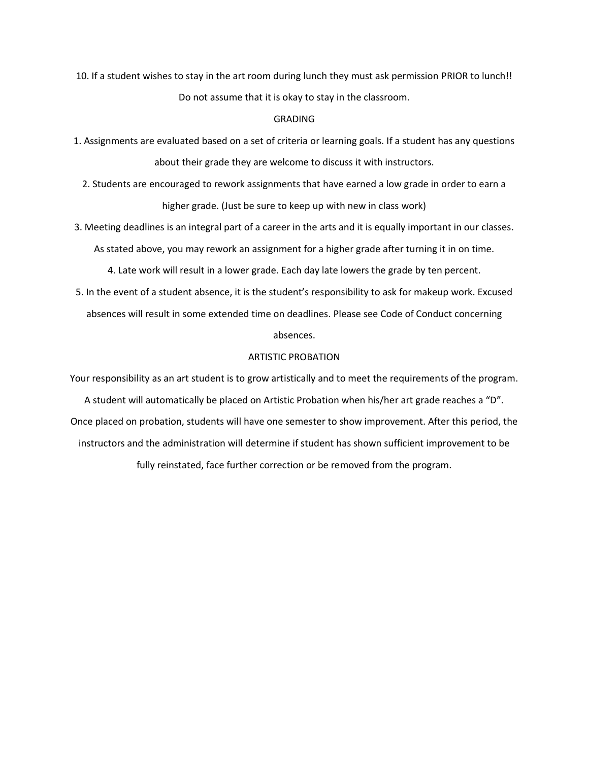10. If a student wishes to stay in the art room during lunch they must ask permission PRIOR to lunch!! Do not assume that it is okay to stay in the classroom.

## GRADING

1. Assignments are evaluated based on a set of criteria or learning goals. If a student has any questions about their grade they are welcome to discuss it with instructors.
2. Students are encouraged to rework assignments that have earned a low grade in order to earn a higher grade. (Just be sure to keep up with new in class work)
3. Meeting deadlines is an integral part of a career in the arts and it is equally important in our classes. As stated above, you may rework an assignment for a higher grade after turning it in on time.
4. Late work will result in a lower grade. Each day late lowers the grade by ten percent.
5. In the event of a student absence, it is the student's responsibility to ask for makeup work. Excused absences will result in some extended time on deadlines. Please see Code of Conduct concerning absences.

## ARTISTIC PROBATION

Your responsibility as an art student is to grow artistically and to meet the requirements of the program. A student will automatically be placed on Artistic Probation when his/her art grade reaches a "D". Once placed on probation, students will have one semester to show improvement. After this period, the instructors and the administration will determine if student has shown sufficient improvement to be fully reinstated, face further correction or be removed from the program.